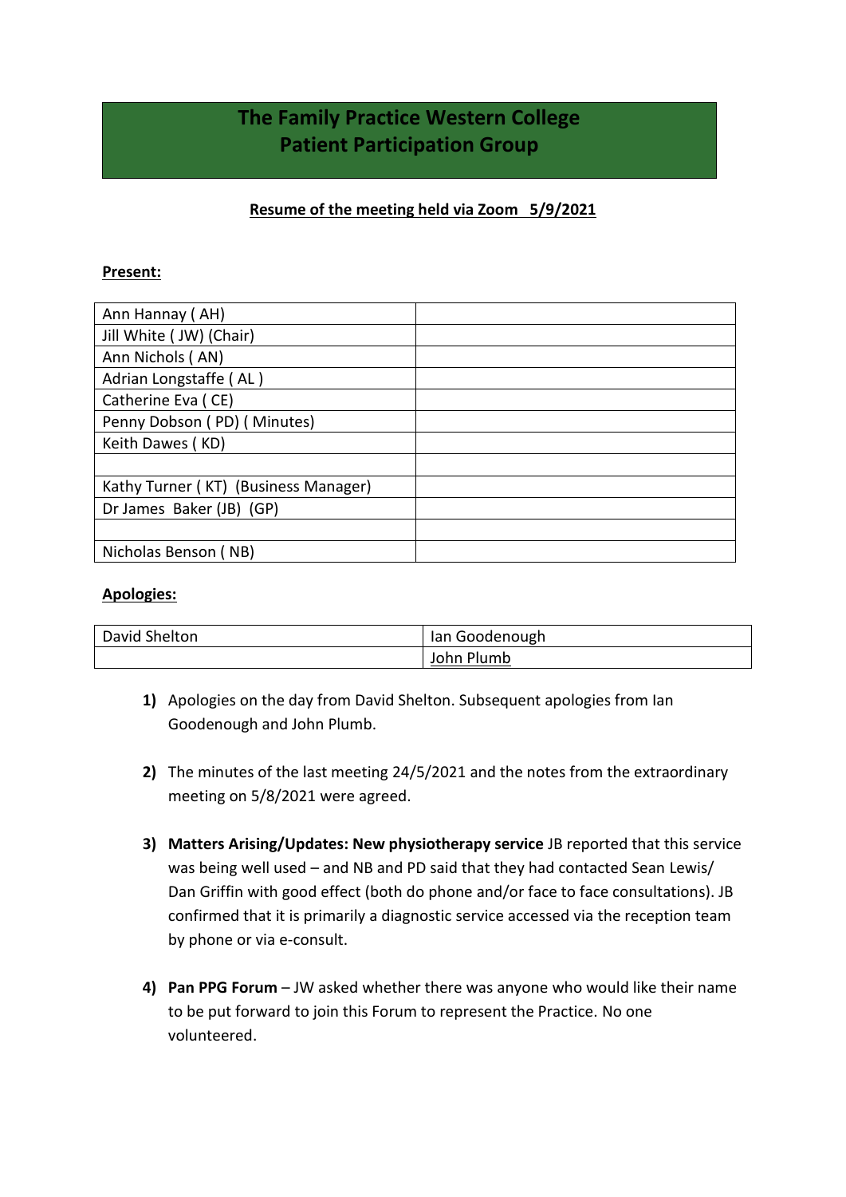# The Family Practice Western College
# Patient Participation Group

**Resume of the meeting held via Zoom 5/9/2021**

**Present:**

| | |
|---|---|
| Ann Hannay ( AH) | |
| Jill White ( JW) (Chair) | |
| Ann Nichols ( AN) | |
| Adrian Longstaffe ( AL ) | |
| Catherine Eva ( CE) | |
| Penny Dobson ( PD) ( Minutes) | |
| Keith Dawes ( KD) | |
| | |
| Kathy Turner ( KT) (Business Manager) | |
| Dr James Baker (JB) (GP) | |
| | |
| Nicholas Benson ( NB) | |

**Apologies:**

| | |
|---|---|
| David Shelton | Ian Goodenough |
| | John Plumb |

1) Apologies on the day from David Shelton. Subsequent apologies from Ian Goodenough and John Plumb.

2) The minutes of the last meeting 24/5/2021 and the notes from the extraordinary meeting on 5/8/2021 were agreed.

3) **Matters Arising/Updates: New physiotherapy service** JB reported that this service was being well used – and NB and PD said that they had contacted Sean Lewis/ Dan Griffin with good effect (both do phone and/or face to face consultations). JB confirmed that it is primarily a diagnostic service accessed via the reception team by phone or via e-consult.

4) **Pan PPG Forum** – JW asked whether there was anyone who would like their name to be put forward to join this Forum to represent the Practice. No one volunteered.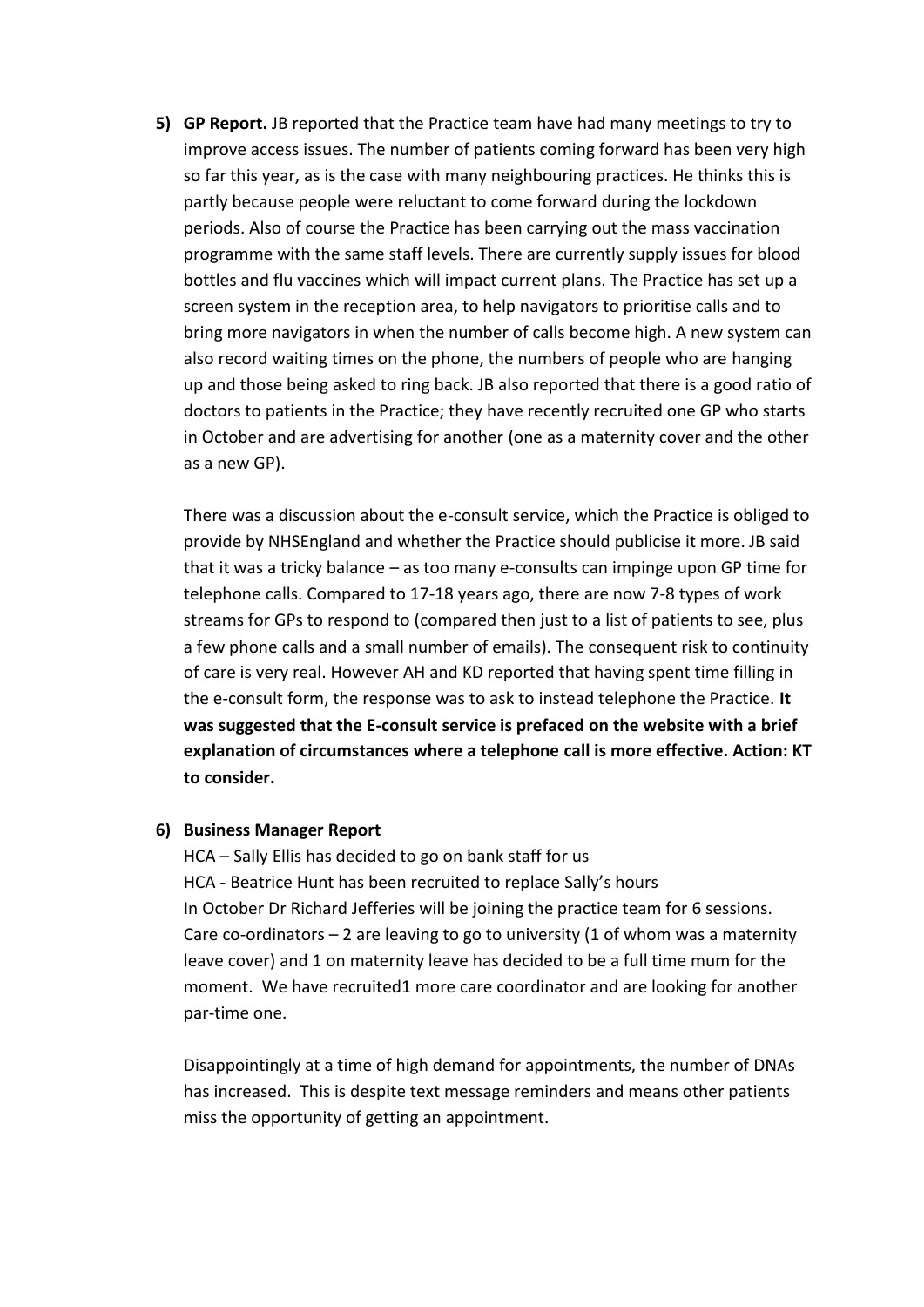5) **GP Report.** JB reported that the Practice team have had many meetings to try to improve access issues. The number of patients coming forward has been very high so far this year, as is the case with many neighbouring practices. He thinks this is partly because people were reluctant to come forward during the lockdown periods. Also of course the Practice has been carrying out the mass vaccination programme with the same staff levels. There are currently supply issues for blood bottles and flu vaccines which will impact current plans. The Practice has set up a screen system in the reception area, to help navigators to prioritise calls and to bring more navigators in when the number of calls become high. A new system can also record waiting times on the phone, the numbers of people who are hanging up and those being asked to ring back. JB also reported that there is a good ratio of doctors to patients in the Practice; they have recently recruited one GP who starts in October and are advertising for another (one as a maternity cover and the other as a new GP).

   There was a discussion about the e-consult service, which the Practice is obliged to provide by NHSEngland and whether the Practice should publicise it more. JB said that it was a tricky balance – as too many e-consults can impinge upon GP time for telephone calls. Compared to 17-18 years ago, there are now 7-8 types of work streams for GPs to respond to (compared then just to a list of patients to see, plus a few phone calls and a small number of emails). The consequent risk to continuity of care is very real. However AH and KD reported that having spent time filling in the e-consult form, the response was to ask to instead telephone the Practice. **It was suggested that the E-consult service is prefaced on the website with a brief explanation of circumstances where a telephone call is more effective. Action: KT to consider.**

6) **Business Manager Report**

   HCA – Sally Ellis has decided to go on bank staff for us
   HCA - Beatrice Hunt has been recruited to replace Sally's hours
   In October Dr Richard Jefferies will be joining the practice team for 6 sessions.
   Care co-ordinators – 2 are leaving to go to university (1 of whom was a maternity leave cover) and 1 on maternity leave has decided to be a full time mum for the moment. We have recruited1 more care coordinator and are looking for another par-time one.

   Disappointingly at a time of high demand for appointments, the number of DNAs has increased. This is despite text message reminders and means other patients miss the opportunity of getting an appointment.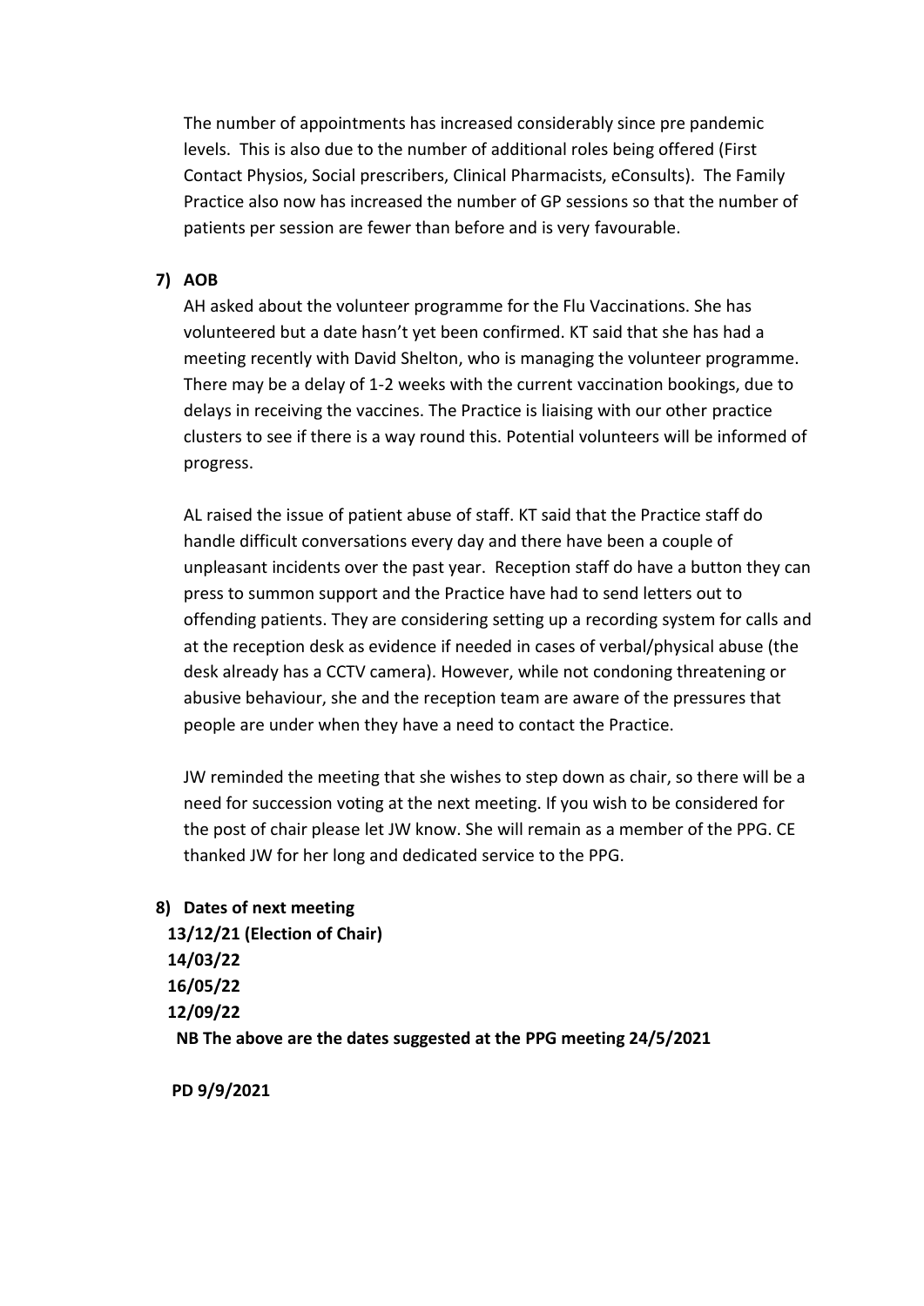The number of appointments has increased considerably since pre pandemic levels. This is also due to the number of additional roles being offered (First Contact Physios, Social prescribers, Clinical Pharmacists, eConsults). The Family Practice also now has increased the number of GP sessions so that the number of patients per session are fewer than before and is very favourable.

**7) AOB**

AH asked about the volunteer programme for the Flu Vaccinations. She has volunteered but a date hasn't yet been confirmed. KT said that she has had a meeting recently with David Shelton, who is managing the volunteer programme. There may be a delay of 1-2 weeks with the current vaccination bookings, due to delays in receiving the vaccines. The Practice is liaising with our other practice clusters to see if there is a way round this. Potential volunteers will be informed of progress.

AL raised the issue of patient abuse of staff. KT said that the Practice staff do handle difficult conversations every day and there have been a couple of unpleasant incidents over the past year. Reception staff do have a button they can press to summon support and the Practice have had to send letters out to offending patients. They are considering setting up a recording system for calls and at the reception desk as evidence if needed in cases of verbal/physical abuse (the desk already has a CCTV camera). However, while not condoning threatening or abusive behaviour, she and the reception team are aware of the pressures that people are under when they have a need to contact the Practice.

JW reminded the meeting that she wishes to step down as chair, so there will be a need for succession voting at the next meeting. If you wish to be considered for the post of chair please let JW know. She will remain as a member of the PPG. CE thanked JW for her long and dedicated service to the PPG.

**8) Dates of next meeting**

**13/12/21 (Election of Chair)**
**14/03/22**
**16/05/22**
**12/09/22**

**NB The above are the dates suggested at the PPG meeting 24/5/2021**

**PD 9/9/2021**